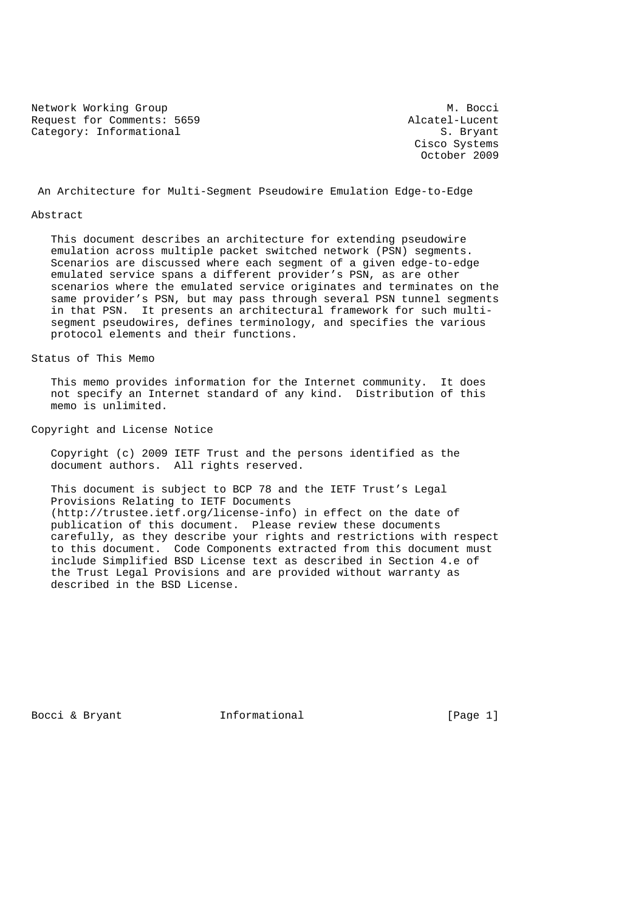Network Working Group M. Bocci
Request for Comments: 5659 Alcatel-Lucent
Category: Informational S. Bryant
Cisco Systems
October 2009

# An Architecture for Multi-Segment Pseudowire Emulation Edge-to-Edge

## Abstract

This document describes an architecture for extending pseudowire emulation across multiple packet switched network (PSN) segments. Scenarios are discussed where each segment of a given edge-to-edge emulated service spans a different provider's PSN, as are other scenarios where the emulated service originates and terminates on the same provider's PSN, but may pass through several PSN tunnel segments in that PSN. It presents an architectural framework for such multi-segment pseudowires, defines terminology, and specifies the various protocol elements and their functions.

## Status of This Memo

This memo provides information for the Internet community. It does not specify an Internet standard of any kind. Distribution of this memo is unlimited.

## Copyright and License Notice

Copyright (c) 2009 IETF Trust and the persons identified as the document authors. All rights reserved.

This document is subject to BCP 78 and the IETF Trust's Legal Provisions Relating to IETF Documents (http://trustee.ietf.org/license-info) in effect on the date of publication of this document. Please review these documents carefully, as they describe your rights and restrictions with respect to this document. Code Components extracted from this document must include Simplified BSD License text as described in Section 4.e of the Trust Legal Provisions and are provided without warranty as described in the BSD License.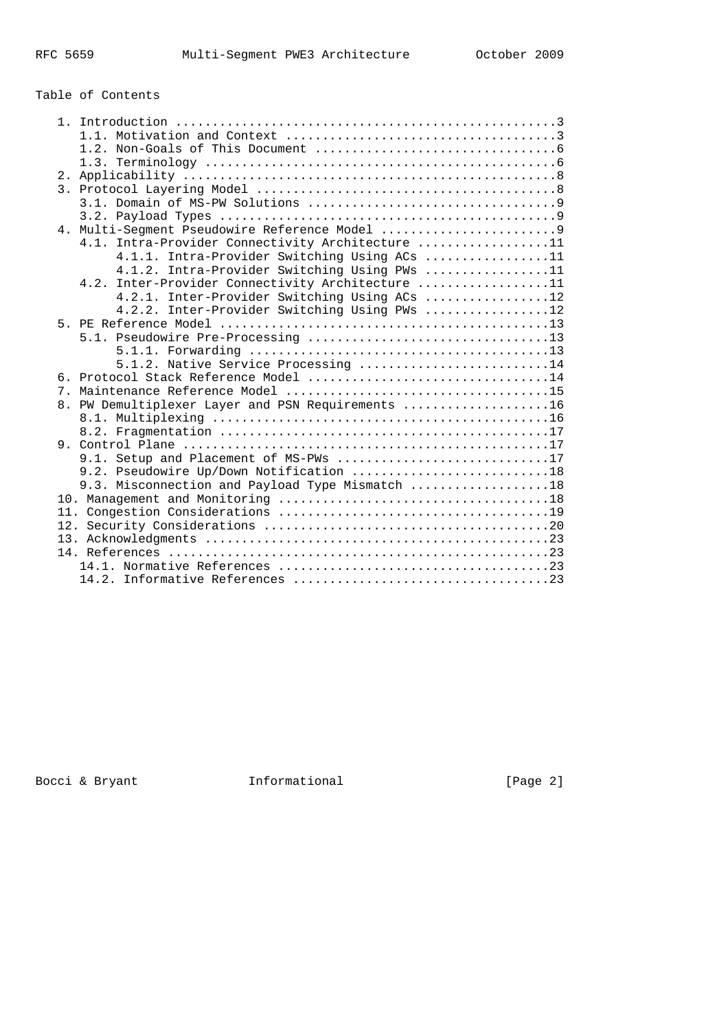Table of Contents

```
   1. Introduction ....................................................3
      1.1. Motivation and Context .....................................3
      1.2. Non-Goals of This Document .................................6
      1.3. Terminology ................................................6
   2. Applicability ...................................................8
   3. Protocol Layering Model .........................................8
      3.1. Domain of MS-PW Solutions ..................................9
      3.2. Payload Types ..............................................9
   4. Multi-Segment Pseudowire Reference Model ........................9
      4.1. Intra-Provider Connectivity Architecture ..................11
           4.1.1. Intra-Provider Switching Using ACs .................11
           4.1.2. Intra-Provider Switching Using PWs .................11
      4.2. Inter-Provider Connectivity Architecture ..................11
           4.2.1. Inter-Provider Switching Using ACs .................12
           4.2.2. Inter-Provider Switching Using PWs .................12
   5. PE Reference Model .............................................13
      5.1. Pseudowire Pre-Processing .................................13
           5.1.1. Forwarding .........................................13
           5.1.2. Native Service Processing ..........................14
   6. Protocol Stack Reference Model .................................14
   7. Maintenance Reference Model ....................................15
   8. PW Demultiplexer Layer and PSN Requirements ....................16
      8.1. Multiplexing ..............................................16
      8.2. Fragmentation .............................................17
   9. Control Plane ..................................................17
      9.1. Setup and Placement of MS-PWs .............................17
      9.2. Pseudowire Up/Down Notification ...........................18
      9.3. Misconnection and Payload Type Mismatch ...................18
   10. Management and Monitoring .....................................18
   11. Congestion Considerations .....................................19
   12. Security Considerations .......................................20
   13. Acknowledgments ...............................................23
   14. References ....................................................23
      14.1. Normative References .....................................23
      14.2. Informative References ...................................23
```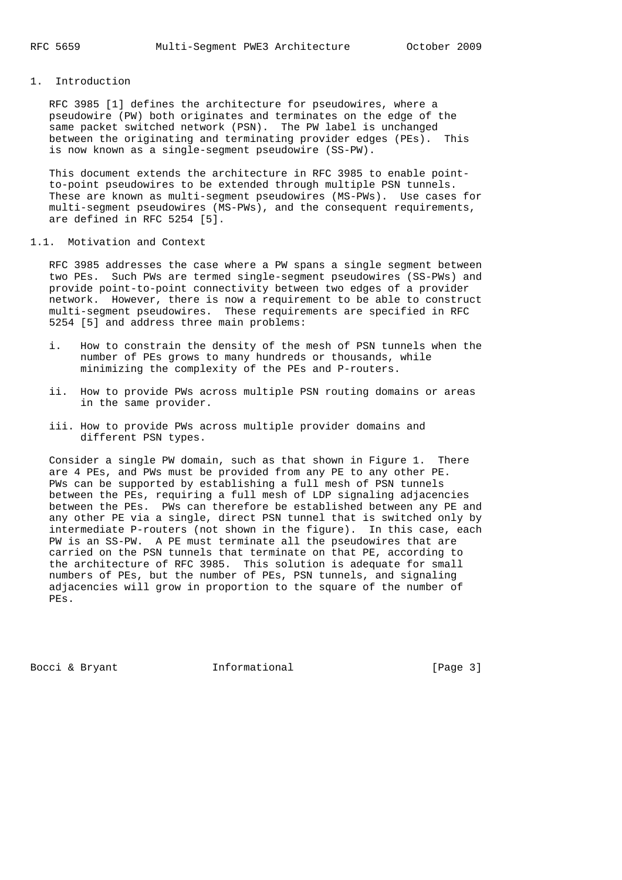## 1. Introduction

RFC 3985 [1] defines the architecture for pseudowires, where a pseudowire (PW) both originates and terminates on the edge of the same packet switched network (PSN). The PW label is unchanged between the originating and terminating provider edges (PEs). This is now known as a single-segment pseudowire (SS-PW).

This document extends the architecture in RFC 3985 to enable point-to-point pseudowires to be extended through multiple PSN tunnels. These are known as multi-segment pseudowires (MS-PWs). Use cases for multi-segment pseudowires (MS-PWs), and the consequent requirements, are defined in RFC 5254 [5].

### 1.1. Motivation and Context

RFC 3985 addresses the case where a PW spans a single segment between two PEs. Such PWs are termed single-segment pseudowires (SS-PWs) and provide point-to-point connectivity between two edges of a provider network. However, there is now a requirement to be able to construct multi-segment pseudowires. These requirements are specified in RFC 5254 [5] and address three main problems:

i. How to constrain the density of the mesh of PSN tunnels when the number of PEs grows to many hundreds or thousands, while minimizing the complexity of the PEs and P-routers.

ii. How to provide PWs across multiple PSN routing domains or areas in the same provider.

iii. How to provide PWs across multiple provider domains and different PSN types.

Consider a single PW domain, such as that shown in Figure 1. There are 4 PEs, and PWs must be provided from any PE to any other PE. PWs can be supported by establishing a full mesh of PSN tunnels between the PEs, requiring a full mesh of LDP signaling adjacencies between the PEs. PWs can therefore be established between any PE and any other PE via a single, direct PSN tunnel that is switched only by intermediate P-routers (not shown in the figure). In this case, each PW is an SS-PW. A PE must terminate all the pseudowires that are carried on the PSN tunnels that terminate on that PE, according to the architecture of RFC 3985. This solution is adequate for small numbers of PEs, but the number of PEs, PSN tunnels, and signaling adjacencies will grow in proportion to the square of the number of PEs.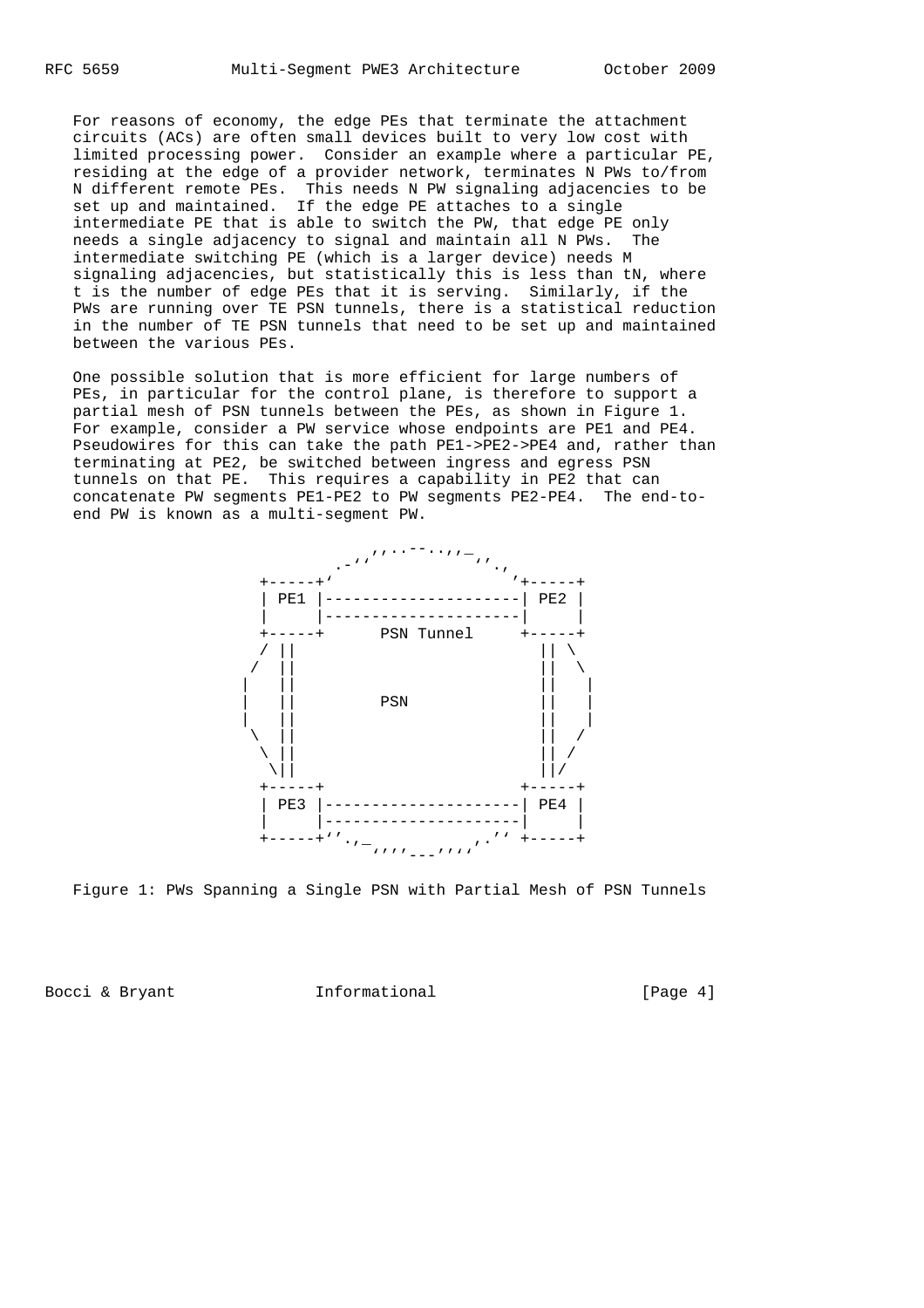For reasons of economy, the edge PEs that terminate the attachment circuits (ACs) are often small devices built to very low cost with limited processing power. Consider an example where a particular PE, residing at the edge of a provider network, terminates N PWs to/from N different remote PEs. This needs N PW signaling adjacencies to be set up and maintained. If the edge PE attaches to a single intermediate PE that is able to switch the PW, that edge PE only needs a single adjacency to signal and maintain all N PWs. The intermediate switching PE (which is a larger device) needs M signaling adjacencies, but statistically this is less than tN, where t is the number of edge PEs that it is serving. Similarly, if the PWs are running over TE PSN tunnels, there is a statistical reduction in the number of TE PSN tunnels that need to be set up and maintained between the various PEs.

One possible solution that is more efficient for large numbers of PEs, in particular for the control plane, is therefore to support a partial mesh of PSN tunnels between the PEs, as shown in Figure 1. For example, consider a PW service whose endpoints are PE1 and PE4. Pseudowires for this can take the path PE1->PE2->PE4 and, rather than terminating at PE2, be switched between ingress and egress PSN tunnels on that PE. This requires a capability in PE2 that can concatenate PW segments PE1-PE2 to PW segments PE2-PE4. The end-to-end PW is known as a multi-segment PW.

```
                 _,,..--..,,_
              .-''           ''.,
         +-----+'               '+-----+
         | PE1 |---------------------| PE2 |
         |     |---------------------|     |
         +-----+      PSN Tunnel     +-----+
          / ||                          || \
         /  ||                          ||  \
        |   ||                          ||   |
        |   ||         PSN              ||   |
        |   ||                          ||   |
         \  ||                          ||  /
          \ ||                          || /
           \||                          ||/
         +-----+                     +-----+
         | PE3 |---------------------| PE4 |
         |     |---------------------|     |
         +-----+''.,_           _,.'' +-----+
                     '''''---'''''
```

Figure 1: PWs Spanning a Single PSN with Partial Mesh of PSN Tunnels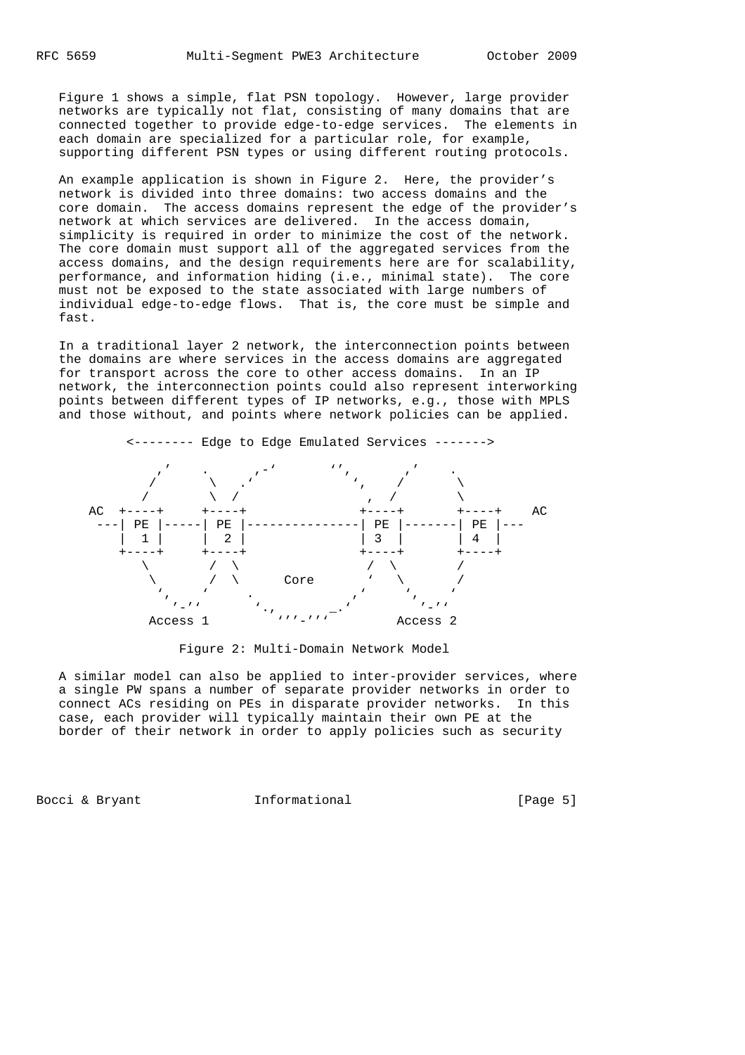Figure 1 shows a simple, flat PSN topology. However, large provider networks are typically not flat, consisting of many domains that are connected together to provide edge-to-edge services. The elements in each domain are specialized for a particular role, for example, supporting different PSN types or using different routing protocols.

An example application is shown in Figure 2. Here, the provider's network is divided into three domains: two access domains and the core domain. The access domains represent the edge of the provider's network at which services are delivered. In the access domain, simplicity is required in order to minimize the cost of the network. The core domain must support all of the aggregated services from the access domains, and the design requirements here are for scalability, performance, and information hiding (i.e., minimal state). The core must not be exposed to the state associated with large numbers of individual edge-to-edge flows. That is, the core must be simple and fast.

In a traditional layer 2 network, the interconnection points between the domains are where services in the access domains are aggregated for transport across the core to other access domains. In an IP network, the interconnection points could also represent interworking points between different types of IP networks, e.g., those with MPLS and those without, and points where network policies can be applied.

```
         <-------- Edge to Edge Emulated Services ------->

            ,'     .      ,-'       '',        ,'    .
           /       \   .'             ',    /       \
          /         \  /              ,  /          \
    AC  +----+     +----+              +----+       +----+    AC
     ---| PE |-----| PE |---------------| PE |-------| PE |---
        |  1 |     |  2 |              | 3  |       | 4  |
        +----+     +----+              +----+       +----+
           \        /  \               /  \         /
            \      /   \     Core      '   \       /
             ',   '     .            ,'     ',    '
              ',-''      '.,      _.'         ',-''
          Access 1         '''-'''        Access 2
```

Figure 2: Multi-Domain Network Model

A similar model can also be applied to inter-provider services, where a single PW spans a number of separate provider networks in order to connect ACs residing on PEs in disparate provider networks. In this case, each provider will typically maintain their own PE at the border of their network in order to apply policies such as security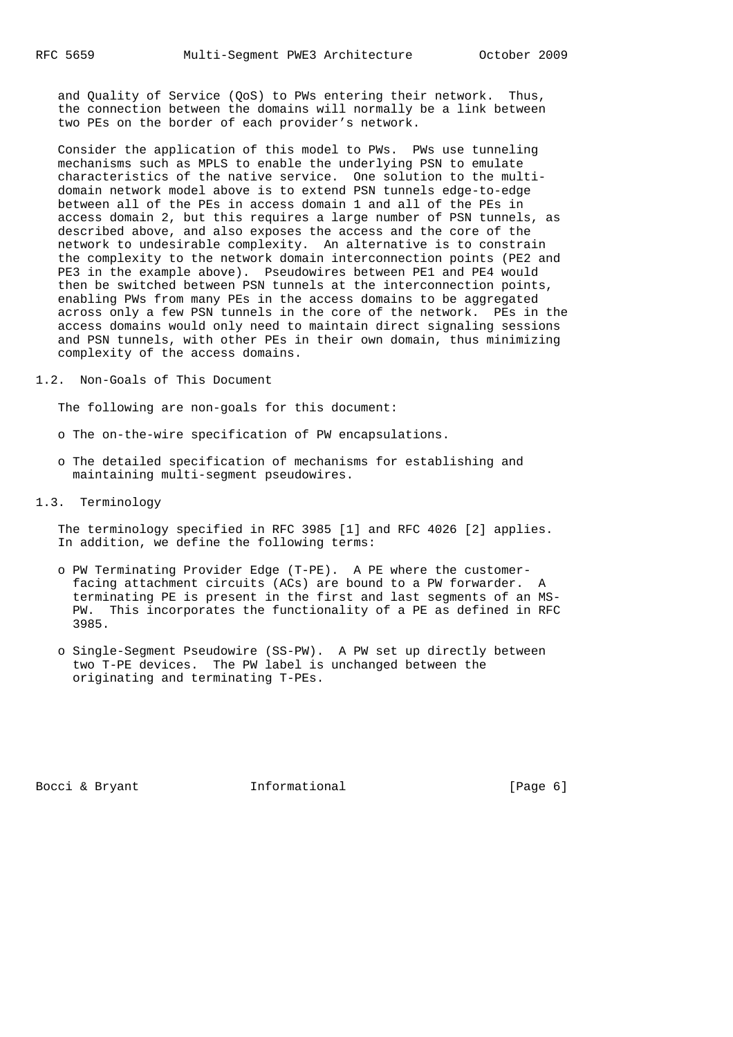and Quality of Service (QoS) to PWs entering their network. Thus, the connection between the domains will normally be a link between two PEs on the border of each provider's network.

Consider the application of this model to PWs. PWs use tunneling mechanisms such as MPLS to enable the underlying PSN to emulate characteristics of the native service. One solution to the multi-domain network model above is to extend PSN tunnels edge-to-edge between all of the PEs in access domain 1 and all of the PEs in access domain 2, but this requires a large number of PSN tunnels, as described above, and also exposes the access and the core of the network to undesirable complexity. An alternative is to constrain the complexity to the network domain interconnection points (PE2 and PE3 in the example above). Pseudowires between PE1 and PE4 would then be switched between PSN tunnels at the interconnection points, enabling PWs from many PEs in the access domains to be aggregated across only a few PSN tunnels in the core of the network. PEs in the access domains would only need to maintain direct signaling sessions and PSN tunnels, with other PEs in their own domain, thus minimizing complexity of the access domains.

## 1.2. Non-Goals of This Document

The following are non-goals for this document:

- The on-the-wire specification of PW encapsulations.
- The detailed specification of mechanisms for establishing and maintaining multi-segment pseudowires.

## 1.3. Terminology

The terminology specified in RFC 3985 [1] and RFC 4026 [2] applies. In addition, we define the following terms:

- PW Terminating Provider Edge (T-PE). A PE where the customer-facing attachment circuits (ACs) are bound to a PW forwarder. A terminating PE is present in the first and last segments of an MS-PW. This incorporates the functionality of a PE as defined in RFC 3985.
- Single-Segment Pseudowire (SS-PW). A PW set up directly between two T-PE devices. The PW label is unchanged between the originating and terminating T-PEs.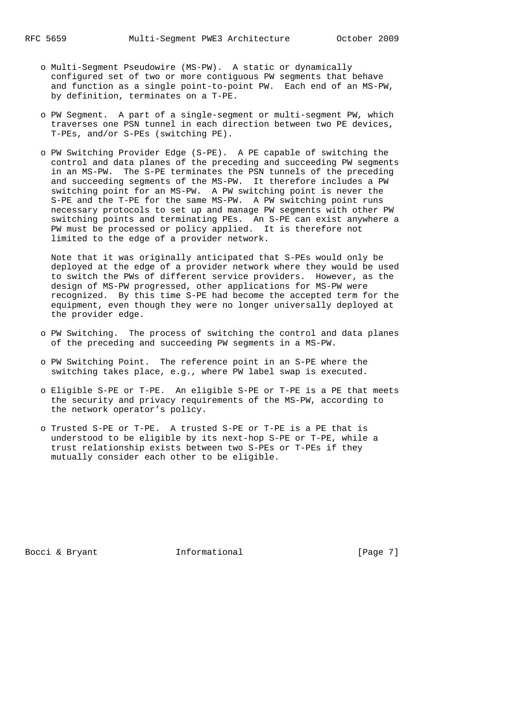- Multi-Segment Pseudowire (MS-PW). A static or dynamically configured set of two or more contiguous PW segments that behave and function as a single point-to-point PW. Each end of an MS-PW, by definition, terminates on a T-PE.

- PW Segment. A part of a single-segment or multi-segment PW, which traverses one PSN tunnel in each direction between two PE devices, T-PEs, and/or S-PEs (switching PE).

- PW Switching Provider Edge (S-PE). A PE capable of switching the control and data planes of the preceding and succeeding PW segments in an MS-PW. The S-PE terminates the PSN tunnels of the preceding and succeeding segments of the MS-PW. It therefore includes a PW switching point for an MS-PW. A PW switching point is never the S-PE and the T-PE for the same MS-PW. A PW switching point runs necessary protocols to set up and manage PW segments with other PW switching points and terminating PEs. An S-PE can exist anywhere a PW must be processed or policy applied. It is therefore not limited to the edge of a provider network.

  Note that it was originally anticipated that S-PEs would only be deployed at the edge of a provider network where they would be used to switch the PWs of different service providers. However, as the design of MS-PW progressed, other applications for MS-PW were recognized. By this time S-PE had become the accepted term for the equipment, even though they were no longer universally deployed at the provider edge.

- PW Switching. The process of switching the control and data planes of the preceding and succeeding PW segments in a MS-PW.

- PW Switching Point. The reference point in an S-PE where the switching takes place, e.g., where PW label swap is executed.

- Eligible S-PE or T-PE. An eligible S-PE or T-PE is a PE that meets the security and privacy requirements of the MS-PW, according to the network operator’s policy.

- Trusted S-PE or T-PE. A trusted S-PE or T-PE is a PE that is understood to be eligible by its next-hop S-PE or T-PE, while a trust relationship exists between two S-PEs or T-PEs if they mutually consider each other to be eligible.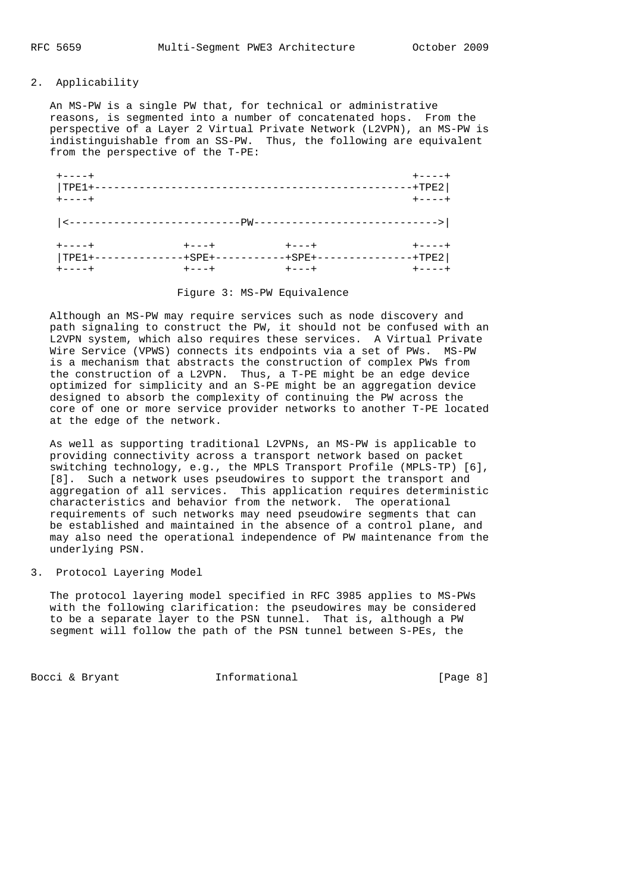## 2. Applicability

An MS-PW is a single PW that, for technical or administrative reasons, is segmented into a number of concatenated hops. From the perspective of a Layer 2 Virtual Private Network (L2VPN), an MS-PW is indistinguishable from an SS-PW. Thus, the following are equivalent from the perspective of the T-PE:

```
 +----+                                                  +----+
 |TPE1+--------------------------------------------------+TPE2|
 +----+                                                  +----+

 |<---------------------------PW----------------------------->|

 +----+              +---+           +---+               +----+
 |TPE1+--------------+SPE+-----------+SPE+---------------+TPE2|
 +----+              +---+           +---+               +----+
```

Figure 3: MS-PW Equivalence

Although an MS-PW may require services such as node discovery and path signaling to construct the PW, it should not be confused with an L2VPN system, which also requires these services. A Virtual Private Wire Service (VPWS) connects its endpoints via a set of PWs. MS-PW is a mechanism that abstracts the construction of complex PWs from the construction of a L2VPN. Thus, a T-PE might be an edge device optimized for simplicity and an S-PE might be an aggregation device designed to absorb the complexity of continuing the PW across the core of one or more service provider networks to another T-PE located at the edge of the network.

As well as supporting traditional L2VPNs, an MS-PW is applicable to providing connectivity across a transport network based on packet switching technology, e.g., the MPLS Transport Profile (MPLS-TP) [6], [8]. Such a network uses pseudowires to support the transport and aggregation of all services. This application requires deterministic characteristics and behavior from the network. The operational requirements of such networks may need pseudowire segments that can be established and maintained in the absence of a control plane, and may also need the operational independence of PW maintenance from the underlying PSN.

## 3. Protocol Layering Model

The protocol layering model specified in RFC 3985 applies to MS-PWs with the following clarification: the pseudowires may be considered to be a separate layer to the PSN tunnel. That is, although a PW segment will follow the path of the PSN tunnel between S-PEs, the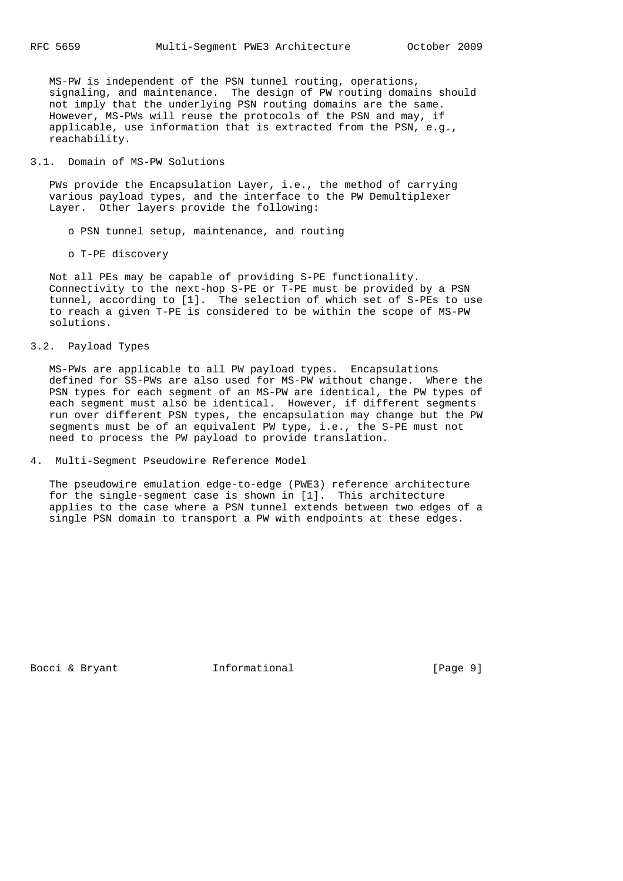MS-PW is independent of the PSN tunnel routing, operations, signaling, and maintenance. The design of PW routing domains should not imply that the underlying PSN routing domains are the same. However, MS-PWs will reuse the protocols of the PSN and may, if applicable, use information that is extracted from the PSN, e.g., reachability.

### 3.1. Domain of MS-PW Solutions

PWs provide the Encapsulation Layer, i.e., the method of carrying various payload types, and the interface to the PW Demultiplexer Layer. Other layers provide the following:

- PSN tunnel setup, maintenance, and routing
- T-PE discovery

Not all PEs may be capable of providing S-PE functionality. Connectivity to the next-hop S-PE or T-PE must be provided by a PSN tunnel, according to [1]. The selection of which set of S-PEs to use to reach a given T-PE is considered to be within the scope of MS-PW solutions.

### 3.2. Payload Types

MS-PWs are applicable to all PW payload types. Encapsulations defined for SS-PWs are also used for MS-PW without change. Where the PSN types for each segment of an MS-PW are identical, the PW types of each segment must also be identical. However, if different segments run over different PSN types, the encapsulation may change but the PW segments must be of an equivalent PW type, i.e., the S-PE must not need to process the PW payload to provide translation.

## 4. Multi-Segment Pseudowire Reference Model

The pseudowire emulation edge-to-edge (PWE3) reference architecture for the single-segment case is shown in [1]. This architecture applies to the case where a PSN tunnel extends between two edges of a single PSN domain to transport a PW with endpoints at these edges.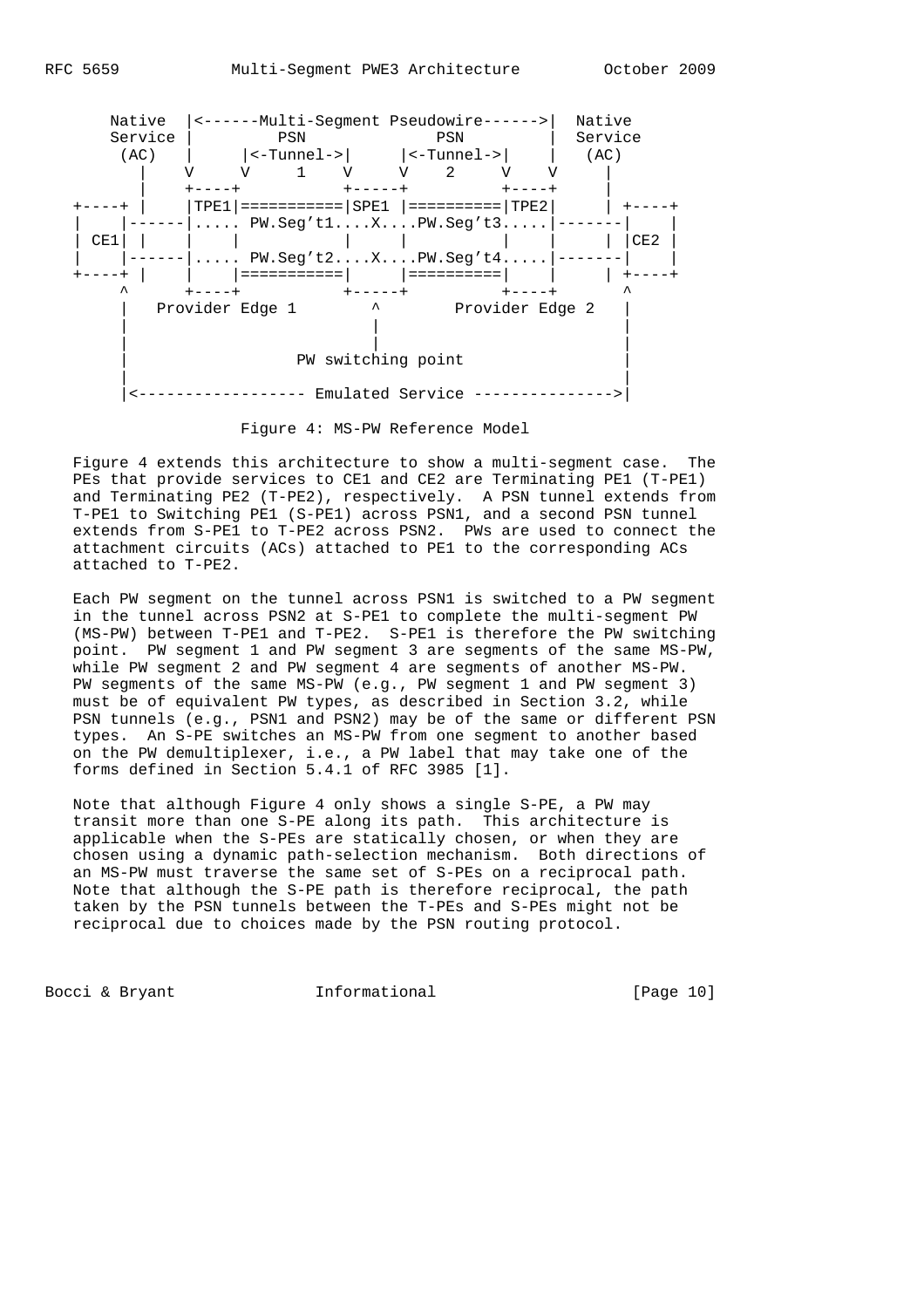```
      Native  |<------Multi-Segment Pseudowire------>|  Native
      Service |         PSN              PSN         |  Service
       (AC)   |     |<-Tunnel->|     |<-Tunnel->|    |   (AC)
         |    V     V     1    V     V    2     V    V     |
         |    +----+            +-----+          +----+     |
   +----+ |    |TPE1|===========|SPE1 |==========|TPE2|     | +----+
   |    |------|..... PW.Seg't1....X....PW.Seg't3.....|-------|    |
   | CE1| |    |    |           |     |          |    |     | |CE2 |
   |    |------|..... PW.Seg't2....X....PW.Seg't4.....|-------|    |
   +----+ |    |    |===========|     |==========|    |     | +----+
        ^      +----+            +-----+          +----+      ^
        |   Provider Edge 1        ^        Provider Edge 2   |
        |                          |                          |
        |                          |                          |
        |                  PW switching point                 |
        |                                                     |
        |<------------------ Emulated Service --------------->|
```

Figure 4: MS-PW Reference Model

Figure 4 extends this architecture to show a multi-segment case. The PEs that provide services to CE1 and CE2 are Terminating PE1 (T-PE1) and Terminating PE2 (T-PE2), respectively. A PSN tunnel extends from T-PE1 to Switching PE1 (S-PE1) across PSN1, and a second PSN tunnel extends from S-PE1 to T-PE2 across PSN2. PWs are used to connect the attachment circuits (ACs) attached to PE1 to the corresponding ACs attached to T-PE2.

Each PW segment on the tunnel across PSN1 is switched to a PW segment in the tunnel across PSN2 at S-PE1 to complete the multi-segment PW (MS-PW) between T-PE1 and T-PE2. S-PE1 is therefore the PW switching point. PW segment 1 and PW segment 3 are segments of the same MS-PW, while PW segment 2 and PW segment 4 are segments of another MS-PW. PW segments of the same MS-PW (e.g., PW segment 1 and PW segment 3) must be of equivalent PW types, as described in Section 3.2, while PSN tunnels (e.g., PSN1 and PSN2) may be of the same or different PSN types. An S-PE switches an MS-PW from one segment to another based on the PW demultiplexer, i.e., a PW label that may take one of the forms defined in Section 5.4.1 of RFC 3985 [1].

Note that although Figure 4 only shows a single S-PE, a PW may transit more than one S-PE along its path. This architecture is applicable when the S-PEs are statically chosen, or when they are chosen using a dynamic path-selection mechanism. Both directions of an MS-PW must traverse the same set of S-PEs on a reciprocal path. Note that although the S-PE path is therefore reciprocal, the path taken by the PSN tunnels between the T-PEs and S-PEs might not be reciprocal due to choices made by the PSN routing protocol.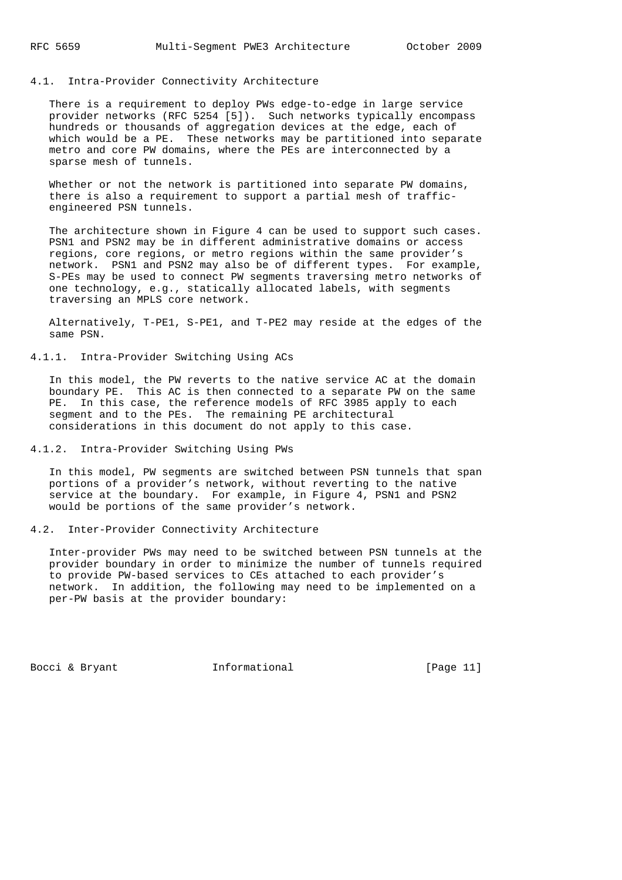### 4.1. Intra-Provider Connectivity Architecture

There is a requirement to deploy PWs edge-to-edge in large service provider networks (RFC 5254 [5]). Such networks typically encompass hundreds or thousands of aggregation devices at the edge, each of which would be a PE. These networks may be partitioned into separate metro and core PW domains, where the PEs are interconnected by a sparse mesh of tunnels.

Whether or not the network is partitioned into separate PW domains, there is also a requirement to support a partial mesh of traffic-engineered PSN tunnels.

The architecture shown in Figure 4 can be used to support such cases. PSN1 and PSN2 may be in different administrative domains or access regions, core regions, or metro regions within the same provider's network. PSN1 and PSN2 may also be of different types. For example, S-PEs may be used to connect PW segments traversing metro networks of one technology, e.g., statically allocated labels, with segments traversing an MPLS core network.

Alternatively, T-PE1, S-PE1, and T-PE2 may reside at the edges of the same PSN.

#### 4.1.1. Intra-Provider Switching Using ACs

In this model, the PW reverts to the native service AC at the domain boundary PE. This AC is then connected to a separate PW on the same PE. In this case, the reference models of RFC 3985 apply to each segment and to the PEs. The remaining PE architectural considerations in this document do not apply to this case.

#### 4.1.2. Intra-Provider Switching Using PWs

In this model, PW segments are switched between PSN tunnels that span portions of a provider's network, without reverting to the native service at the boundary. For example, in Figure 4, PSN1 and PSN2 would be portions of the same provider's network.

### 4.2. Inter-Provider Connectivity Architecture

Inter-provider PWs may need to be switched between PSN tunnels at the provider boundary in order to minimize the number of tunnels required to provide PW-based services to CEs attached to each provider's network. In addition, the following may need to be implemented on a per-PW basis at the provider boundary: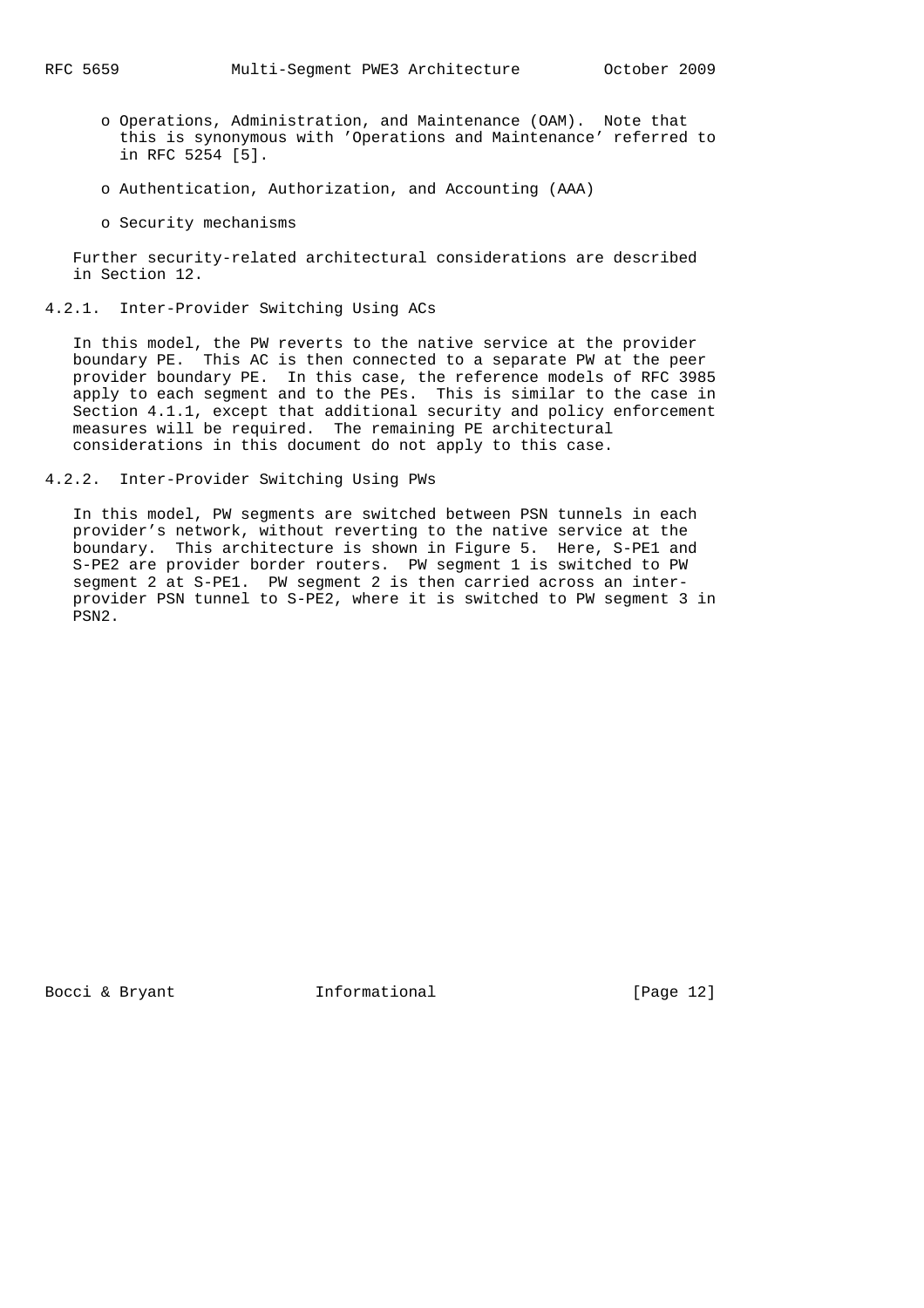- Operations, Administration, and Maintenance (OAM). Note that this is synonymous with 'Operations and Maintenance' referred to in RFC 5254 [5].

- Authentication, Authorization, and Accounting (AAA)

- Security mechanisms

Further security-related architectural considerations are described in Section 12.

#### 4.2.1. Inter-Provider Switching Using ACs

In this model, the PW reverts to the native service at the provider boundary PE. This AC is then connected to a separate PW at the peer provider boundary PE. In this case, the reference models of RFC 3985 apply to each segment and to the PEs. This is similar to the case in Section 4.1.1, except that additional security and policy enforcement measures will be required. The remaining PE architectural considerations in this document do not apply to this case.

#### 4.2.2. Inter-Provider Switching Using PWs

In this model, PW segments are switched between PSN tunnels in each provider's network, without reverting to the native service at the boundary. This architecture is shown in Figure 5. Here, S-PE1 and S-PE2 are provider border routers. PW segment 1 is switched to PW segment 2 at S-PE1. PW segment 2 is then carried across an inter-provider PSN tunnel to S-PE2, where it is switched to PW segment 3 in PSN2.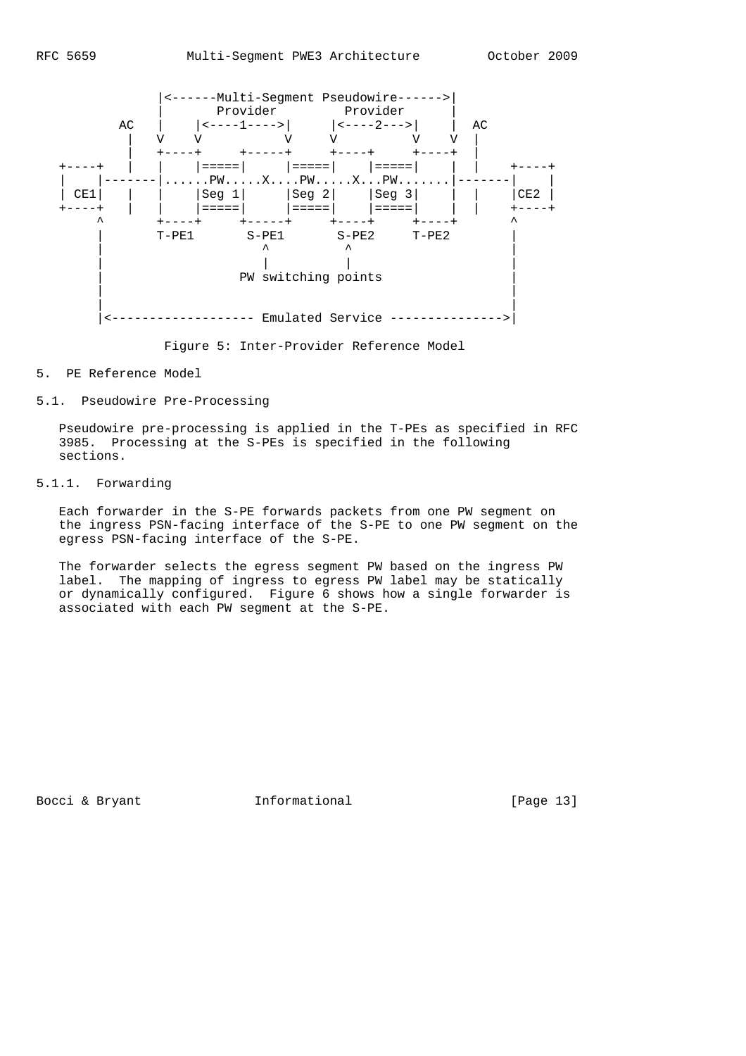```
               |<------Multi-Segment Pseudowire------>|
               |       Provider         Provider      |
           AC  |    |<----1---->|     |<----2--->|    |  AC
           |   V    V           V     V          V    V  |
           |   +----+     +-----+     +----+     +----+  |
  +----+   |   |    |=====|     |=====|    |=====|    |  |   +----+
  |    |-------|......PW.....X....PW.....X...PW.......|-------|    |
  | CE1|   |   |    |Seg 1|     |Seg 2|    |Seg 3|    |  |   |CE2 |
  +----+   |   |    |=====|     |=====|    |=====|    |  |   +----+
       ^       +----+     +-----+     +----+     +----+      ^
       |       T-PE1       S-PE1       S-PE2     T-PE2       |
       |                     ^          ^                    |
       |                     |          |                    |
       |                 PW switching points                 |
       |                                                     |
       |                                                     |
       |<------------------- Emulated Service --------------->|
```

Figure 5: Inter-Provider Reference Model

## 5. PE Reference Model

### 5.1. Pseudowire Pre-Processing

Pseudowire pre-processing is applied in the T-PEs as specified in RFC 3985. Processing at the S-PEs is specified in the following sections.

#### 5.1.1. Forwarding

Each forwarder in the S-PE forwards packets from one PW segment on the ingress PSN-facing interface of the S-PE to one PW segment on the egress PSN-facing interface of the S-PE.

The forwarder selects the egress segment PW based on the ingress PW label. The mapping of ingress to egress PW label may be statically or dynamically configured. Figure 6 shows how a single forwarder is associated with each PW segment at the S-PE.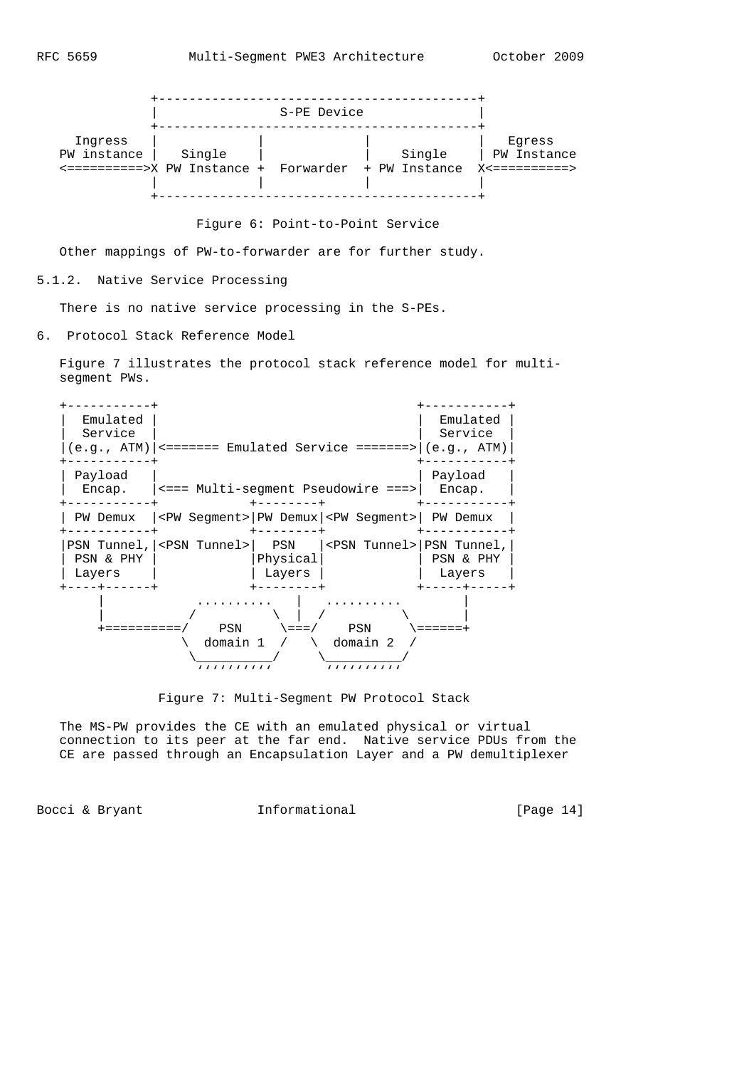```
             +------------------------------------------+
             |               S-PE Device                |
             +------------------------------------------+
  Ingress    |             |             |              |   Egress
PW instance  |   Single    |             |     Single   | PW Instance
<==========>X PW Instance +  Forwarder  + PW Instance  X<==========>
             |             |             |              |
             +------------------------------------------+
```

Figure 6: Point-to-Point Service

Other mappings of PW-to-forwarder are for further study.

### 5.1.2. Native Service Processing

There is no native service processing in the S-PEs.

## 6. Protocol Stack Reference Model

Figure 7 illustrates the protocol stack reference model for multi-segment PWs.

```
+-----------+                                  +-----------+
|  Emulated |                                  |  Emulated |
|  Service  |                                  |  Service  |
|(e.g., ATM)|<======= Emulated Service =======>|(e.g., ATM)|
+-----------+                                  +-----------+
| Payload   |                                  | Payload   |
|  Encap.   |<=== Multi-segment Pseudowire ===>|  Encap.   |
+-----------+            +---------+           +-----------+
| PW Demux  |<PW Segment>|PW Demux|<PW Segment>| PW Demux  |
+-----------+            +---------+           +-----------+
|PSN Tunnel,|<PSN Tunnel>|  PSN    |<PSN Tunnel>|PSN Tunnel,|
| PSN & PHY |            |Physical|            | PSN & PHY |
| Layers    |            | Layers |            |  Layers   |
+----+------+            +---------+           +-----+-----+
     |            ..........   |   ..........        |
     |           /          \  |  /          \       |
     +==========/    PSN     \===/    PSN     \======+
                \  domain 1  /   \  domain 2  /
                 \__________/     \__________/
                  ''''''''''       ''''''''''
```

Figure 7: Multi-Segment PW Protocol Stack

The MS-PW provides the CE with an emulated physical or virtual connection to its peer at the far end. Native service PDUs from the CE are passed through an Encapsulation Layer and a PW demultiplexer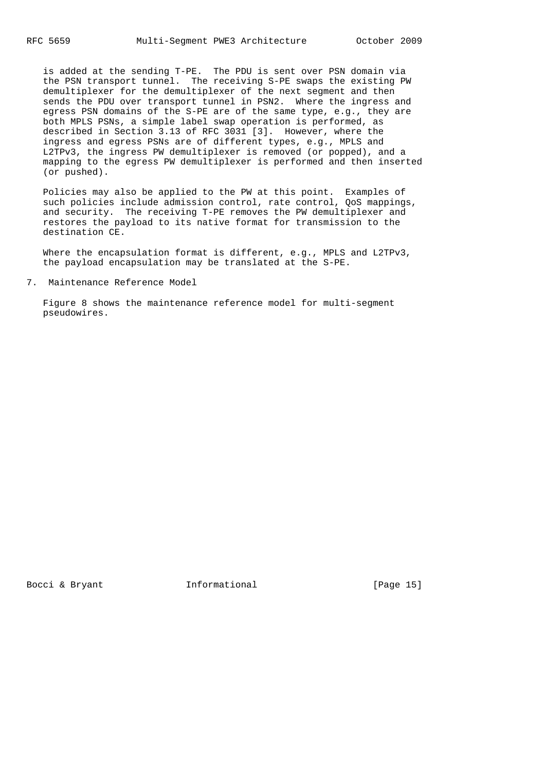is added at the sending T-PE. The PDU is sent over PSN domain via the PSN transport tunnel. The receiving S-PE swaps the existing PW demultiplexer for the demultiplexer of the next segment and then sends the PDU over transport tunnel in PSN2. Where the ingress and egress PSN domains of the S-PE are of the same type, e.g., they are both MPLS PSNs, a simple label swap operation is performed, as described in Section 3.13 of RFC 3031 [3]. However, where the ingress and egress PSNs are of different types, e.g., MPLS and L2TPv3, the ingress PW demultiplexer is removed (or popped), and a mapping to the egress PW demultiplexer is performed and then inserted (or pushed).

Policies may also be applied to the PW at this point. Examples of such policies include admission control, rate control, QoS mappings, and security. The receiving T-PE removes the PW demultiplexer and restores the payload to its native format for transmission to the destination CE.

Where the encapsulation format is different, e.g., MPLS and L2TPv3, the payload encapsulation may be translated at the S-PE.

## 7. Maintenance Reference Model

Figure 8 shows the maintenance reference model for multi-segment pseudowires.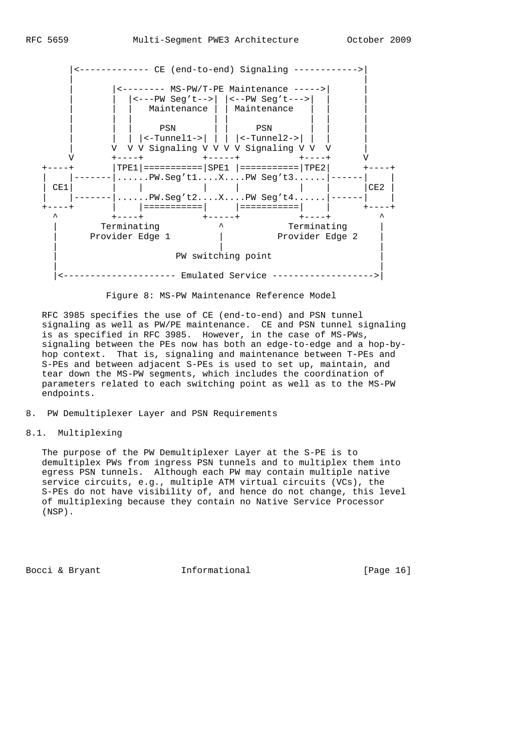```
       |<------------- CE (end-to-end) Signaling ------------>|
       |                                                      |
       |       |<-------- MS-PW/T-PE Maintenance ----->|      |
       |       |   |<---PW Seg't-->| |<--PW Seg't--->|  |      |
       |       |   |   Maintenance | | Maintenance   |  |      |
       |       |   |               | |               |  |      |
       |       |   |     PSN       | |     PSN       |  |      |
       |       |   | |<-Tunnel1->| | | |<-Tunnel2->| |  |      |
       V       V  V V Signaling V V V V Signaling V V  V      V
   +----+      +----+           +-----+           +----+      +----+
   |    |      |TPE1|===========|SPE1 |===========|TPE2|      |    |
   |    |------|......PW.Seg't1....X....PW Seg't3......|------|    |
   | CE1|      |    |           |     |           |    |      |CE2 |
   |    |------|......PW.Seg't2....X....PW Seg't4......|------|    |
   +----+      |    |===========|     |===========|    |      +----+
     ^         +----+           +-----+           +----+        ^
     |        Terminating          ^           Terminating      |
     |      Provider Edge 1        |          Provider Edge 2   |
     |                             |                            |
     |                     PW switching point                   |
     |                                                          |
     |<--------------------- Emulated Service ------------------>|
```

Figure 8: MS-PW Maintenance Reference Model

RFC 3985 specifies the use of CE (end-to-end) and PSN tunnel signaling as well as PW/PE maintenance. CE and PSN tunnel signaling is as specified in RFC 3985. However, in the case of MS-PWs, signaling between the PEs now has both an edge-to-edge and a hop-by-hop context. That is, signaling and maintenance between T-PEs and S-PEs and between adjacent S-PEs is used to set up, maintain, and tear down the MS-PW segments, which includes the coordination of parameters related to each switching point as well as to the MS-PW endpoints.

## 8. PW Demultiplexer Layer and PSN Requirements

### 8.1. Multiplexing

The purpose of the PW Demultiplexer Layer at the S-PE is to demultiplex PWs from ingress PSN tunnels and to multiplex them into egress PSN tunnels. Although each PW may contain multiple native service circuits, e.g., multiple ATM virtual circuits (VCs), the S-PEs do not have visibility of, and hence do not change, this level of multiplexing because they contain no Native Service Processor (NSP).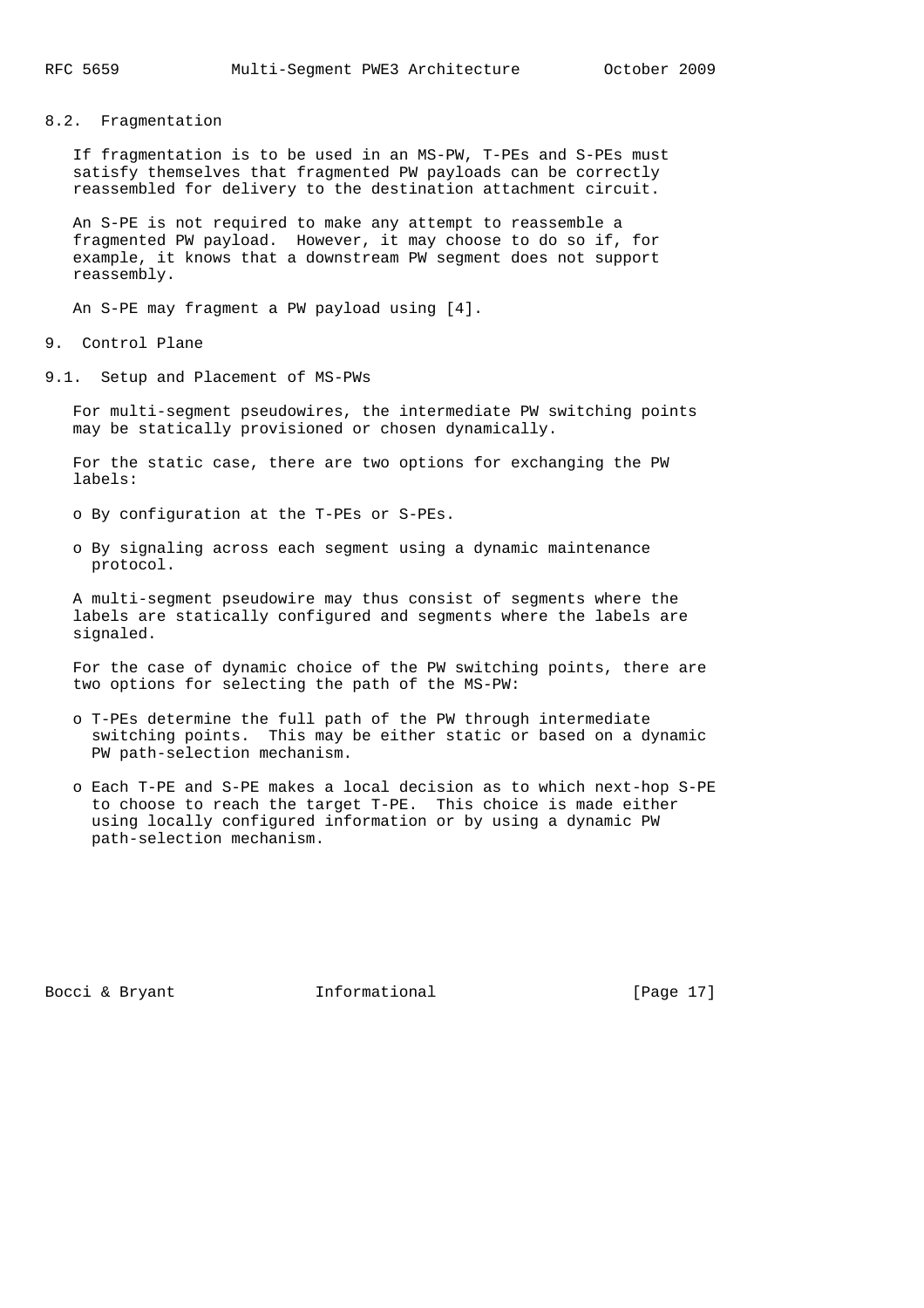### 8.2. Fragmentation

If fragmentation is to be used in an MS-PW, T-PEs and S-PEs must satisfy themselves that fragmented PW payloads can be correctly reassembled for delivery to the destination attachment circuit.

An S-PE is not required to make any attempt to reassemble a fragmented PW payload. However, it may choose to do so if, for example, it knows that a downstream PW segment does not support reassembly.

An S-PE may fragment a PW payload using [4].

## 9. Control Plane

### 9.1. Setup and Placement of MS-PWs

For multi-segment pseudowires, the intermediate PW switching points may be statically provisioned or chosen dynamically.

For the static case, there are two options for exchanging the PW labels:

- By configuration at the T-PEs or S-PEs.
- By signaling across each segment using a dynamic maintenance protocol.

A multi-segment pseudowire may thus consist of segments where the labels are statically configured and segments where the labels are signaled.

For the case of dynamic choice of the PW switching points, there are two options for selecting the path of the MS-PW:

- T-PEs determine the full path of the PW through intermediate switching points. This may be either static or based on a dynamic PW path-selection mechanism.
- Each T-PE and S-PE makes a local decision as to which next-hop S-PE to choose to reach the target T-PE. This choice is made either using locally configured information or by using a dynamic PW path-selection mechanism.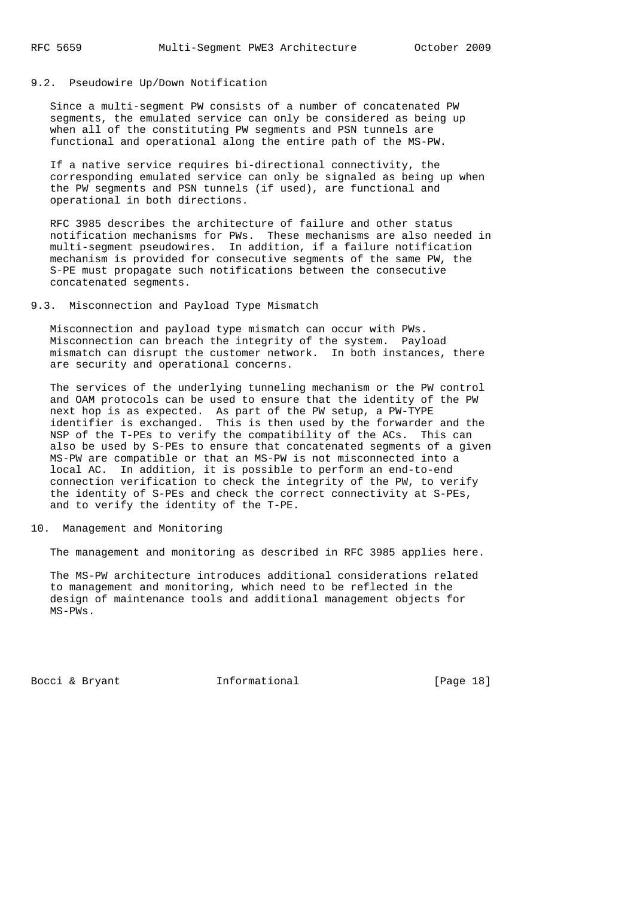### 9.2. Pseudowire Up/Down Notification

Since a multi-segment PW consists of a number of concatenated PW segments, the emulated service can only be considered as being up when all of the constituting PW segments and PSN tunnels are functional and operational along the entire path of the MS-PW.

If a native service requires bi-directional connectivity, the corresponding emulated service can only be signaled as being up when the PW segments and PSN tunnels (if used), are functional and operational in both directions.

RFC 3985 describes the architecture of failure and other status notification mechanisms for PWs. These mechanisms are also needed in multi-segment pseudowires. In addition, if a failure notification mechanism is provided for consecutive segments of the same PW, the S-PE must propagate such notifications between the consecutive concatenated segments.

### 9.3. Misconnection and Payload Type Mismatch

Misconnection and payload type mismatch can occur with PWs. Misconnection can breach the integrity of the system. Payload mismatch can disrupt the customer network. In both instances, there are security and operational concerns.

The services of the underlying tunneling mechanism or the PW control and OAM protocols can be used to ensure that the identity of the PW next hop is as expected. As part of the PW setup, a PW-TYPE identifier is exchanged. This is then used by the forwarder and the NSP of the T-PEs to verify the compatibility of the ACs. This can also be used by S-PEs to ensure that concatenated segments of a given MS-PW are compatible or that an MS-PW is not misconnected into a local AC. In addition, it is possible to perform an end-to-end connection verification to check the integrity of the PW, to verify the identity of S-PEs and check the correct connectivity at S-PEs, and to verify the identity of the T-PE.

## 10. Management and Monitoring

The management and monitoring as described in RFC 3985 applies here.

The MS-PW architecture introduces additional considerations related to management and monitoring, which need to be reflected in the design of maintenance tools and additional management objects for MS-PWs.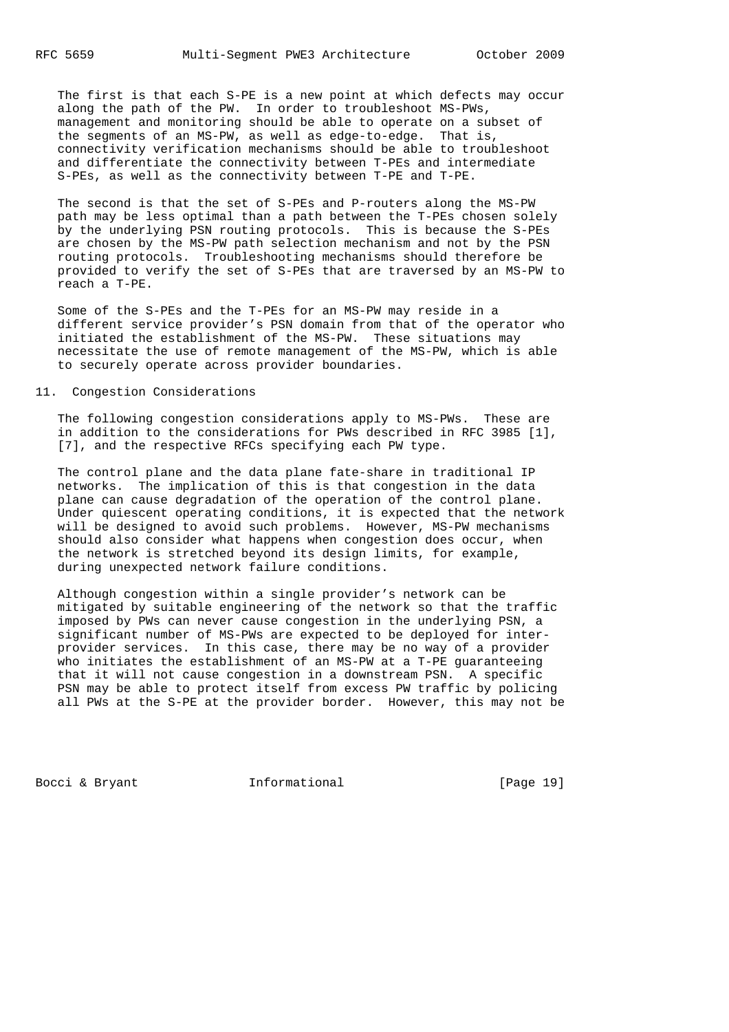The first is that each S-PE is a new point at which defects may occur along the path of the PW. In order to troubleshoot MS-PWs, management and monitoring should be able to operate on a subset of the segments of an MS-PW, as well as edge-to-edge. That is, connectivity verification mechanisms should be able to troubleshoot and differentiate the connectivity between T-PEs and intermediate S-PEs, as well as the connectivity between T-PE and T-PE.

The second is that the set of S-PEs and P-routers along the MS-PW path may be less optimal than a path between the T-PEs chosen solely by the underlying PSN routing protocols. This is because the S-PEs are chosen by the MS-PW path selection mechanism and not by the PSN routing protocols. Troubleshooting mechanisms should therefore be provided to verify the set of S-PEs that are traversed by an MS-PW to reach a T-PE.

Some of the S-PEs and the T-PEs for an MS-PW may reside in a different service provider's PSN domain from that of the operator who initiated the establishment of the MS-PW. These situations may necessitate the use of remote management of the MS-PW, which is able to securely operate across provider boundaries.

## 11. Congestion Considerations

The following congestion considerations apply to MS-PWs. These are in addition to the considerations for PWs described in RFC 3985 [1], [7], and the respective RFCs specifying each PW type.

The control plane and the data plane fate-share in traditional IP networks. The implication of this is that congestion in the data plane can cause degradation of the operation of the control plane. Under quiescent operating conditions, it is expected that the network will be designed to avoid such problems. However, MS-PW mechanisms should also consider what happens when congestion does occur, when the network is stretched beyond its design limits, for example, during unexpected network failure conditions.

Although congestion within a single provider's network can be mitigated by suitable engineering of the network so that the traffic imposed by PWs can never cause congestion in the underlying PSN, a significant number of MS-PWs are expected to be deployed for inter-provider services. In this case, there may be no way of a provider who initiates the establishment of an MS-PW at a T-PE guaranteeing that it will not cause congestion in a downstream PSN. A specific PSN may be able to protect itself from excess PW traffic by policing all PWs at the S-PE at the provider border. However, this may not be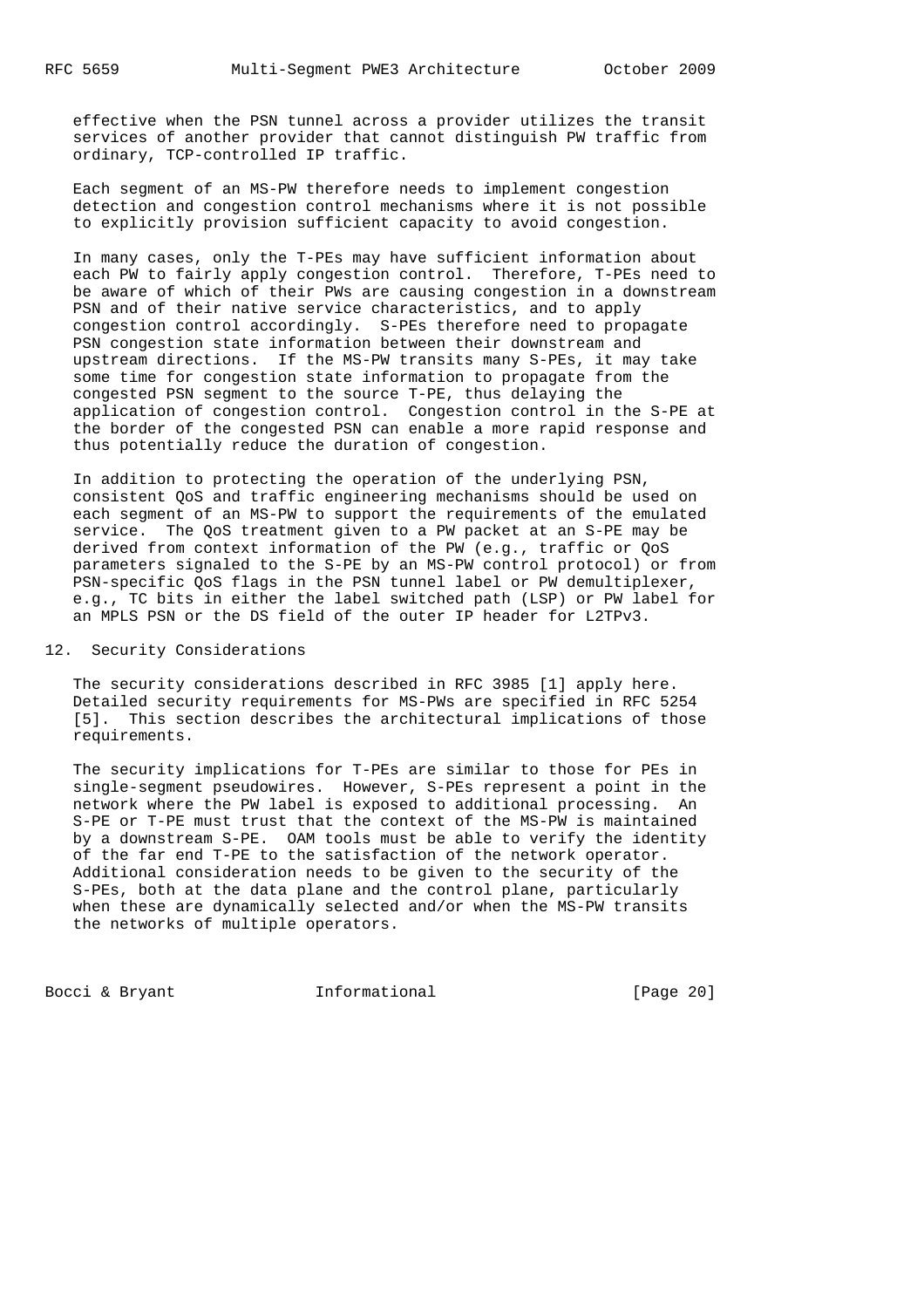effective when the PSN tunnel across a provider utilizes the transit services of another provider that cannot distinguish PW traffic from ordinary, TCP-controlled IP traffic.

Each segment of an MS-PW therefore needs to implement congestion detection and congestion control mechanisms where it is not possible to explicitly provision sufficient capacity to avoid congestion.

In many cases, only the T-PEs may have sufficient information about each PW to fairly apply congestion control. Therefore, T-PEs need to be aware of which of their PWs are causing congestion in a downstream PSN and of their native service characteristics, and to apply congestion control accordingly. S-PEs therefore need to propagate PSN congestion state information between their downstream and upstream directions. If the MS-PW transits many S-PEs, it may take some time for congestion state information to propagate from the congested PSN segment to the source T-PE, thus delaying the application of congestion control. Congestion control in the S-PE at the border of the congested PSN can enable a more rapid response and thus potentially reduce the duration of congestion.

In addition to protecting the operation of the underlying PSN, consistent QoS and traffic engineering mechanisms should be used on each segment of an MS-PW to support the requirements of the emulated service. The QoS treatment given to a PW packet at an S-PE may be derived from context information of the PW (e.g., traffic or QoS parameters signaled to the S-PE by an MS-PW control protocol) or from PSN-specific QoS flags in the PSN tunnel label or PW demultiplexer, e.g., TC bits in either the label switched path (LSP) or PW label for an MPLS PSN or the DS field of the outer IP header for L2TPv3.

## 12. Security Considerations

The security considerations described in RFC 3985 [1] apply here. Detailed security requirements for MS-PWs are specified in RFC 5254 [5]. This section describes the architectural implications of those requirements.

The security implications for T-PEs are similar to those for PEs in single-segment pseudowires. However, S-PEs represent a point in the network where the PW label is exposed to additional processing. An S-PE or T-PE must trust that the context of the MS-PW is maintained by a downstream S-PE. OAM tools must be able to verify the identity of the far end T-PE to the satisfaction of the network operator. Additional consideration needs to be given to the security of the S-PEs, both at the data plane and the control plane, particularly when these are dynamically selected and/or when the MS-PW transits the networks of multiple operators.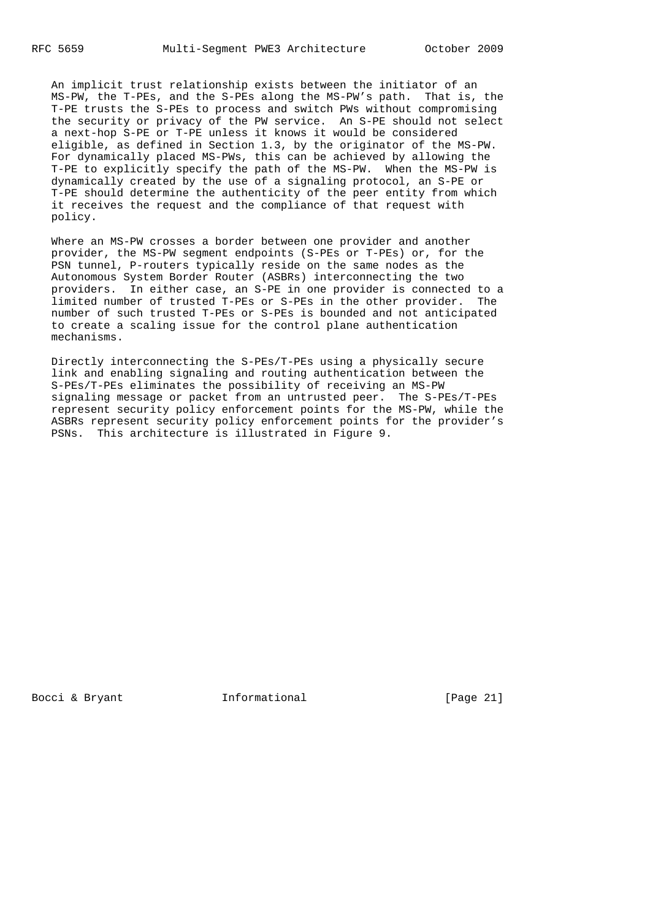An implicit trust relationship exists between the initiator of an MS-PW, the T-PEs, and the S-PEs along the MS-PW's path. That is, the T-PE trusts the S-PEs to process and switch PWs without compromising the security or privacy of the PW service. An S-PE should not select a next-hop S-PE or T-PE unless it knows it would be considered eligible, as defined in Section 1.3, by the originator of the MS-PW. For dynamically placed MS-PWs, this can be achieved by allowing the T-PE to explicitly specify the path of the MS-PW. When the MS-PW is dynamically created by the use of a signaling protocol, an S-PE or T-PE should determine the authenticity of the peer entity from which it receives the request and the compliance of that request with policy.

Where an MS-PW crosses a border between one provider and another provider, the MS-PW segment endpoints (S-PEs or T-PEs) or, for the PSN tunnel, P-routers typically reside on the same nodes as the Autonomous System Border Router (ASBRs) interconnecting the two providers. In either case, an S-PE in one provider is connected to a limited number of trusted T-PEs or S-PEs in the other provider. The number of such trusted T-PEs or S-PEs is bounded and not anticipated to create a scaling issue for the control plane authentication mechanisms.

Directly interconnecting the S-PEs/T-PEs using a physically secure link and enabling signaling and routing authentication between the S-PEs/T-PEs eliminates the possibility of receiving an MS-PW signaling message or packet from an untrusted peer. The S-PEs/T-PEs represent security policy enforcement points for the MS-PW, while the ASBRs represent security policy enforcement points for the provider's PSNs. This architecture is illustrated in Figure 9.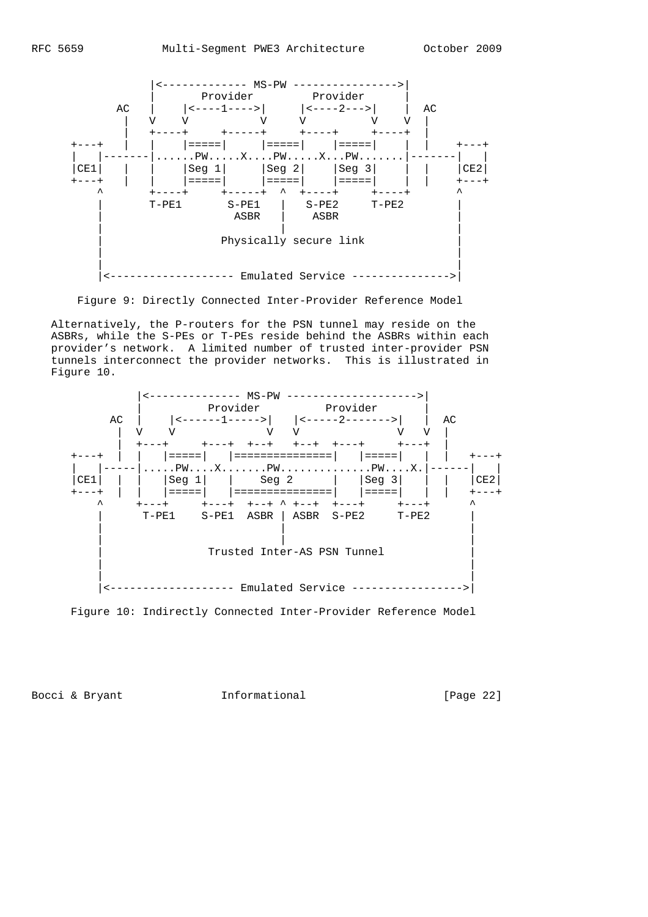```
             |<------------- MS-PW ---------------->|
             |       Provider         Provider      |
        AC   |    |<----1---->|     |<----2--->|    |  AC
         |   V    V           V     V          V    V  |
         |   +----+     +-----+     +----+     +----+  |
    +---+    |    |=====|     |=====|    |=====|    |  |    +---+
    |   |-------|......PW.....X....PW.....X...PW.......|-------|   |
    |CE1|    |    |Seg 1|     |Seg 2|    |Seg 3|    |  |    |CE2|
    +---+    |    |=====|     |=====|    |=====|    |  |    +---+
      ^      +----+     +-----+  ^  +----+     +----+       ^
      |      T-PE1       S-PE1   |   S-PE2     T-PE2        |
      |                   ASBR   |    ASBR                  |
      |                          |                          |
      |                Physically secure link               |
      |                                                     |
      |                                                     |
      |<------------------- Emulated Service --------------->|
```

Figure 9: Directly Connected Inter-Provider Reference Model

Alternatively, the P-routers for the PSN tunnel may reside on the ASBRs, while the S-PEs or T-PEs reside behind the ASBRs within each provider's network. A limited number of trusted inter-provider PSN tunnels interconnect the provider networks. This is illustrated in Figure 10.

```
            |<-------------- MS-PW -------------------->|
            |            Provider           Provider      |
        AC  |    |<------1----->|   |<-----2------->|   |  AC
         |  V    V              V   V               V   V  |
         |  +---+     +---+  +--+   +--+  +---+     +---+  |
    +---+   |  |   |=====|   |===============|   |=====|   |  |   +---+
    |   |-----|.....PW....X.......PW.............PW....X.|------|   |
    |CE1|  |  |   |Seg 1|   |     Seg 2      |   |Seg 3|   |  |   |CE2|
    +---+  |  |   |=====|   |===============|   |=====|   |  |   +---+
      ^     +---+     +---+  +--+ ^ +--+  +---+     +---+      ^
      |     T-PE1    S-PE1  ASBR | ASBR  S-PE2     T-PE2       |
      |                          |                             |
      |                          |                             |
      |             Trusted Inter-AS PSN Tunnel                |
      |                                                        |
      |                                                        |
      |<------------------- Emulated Service ----------------->|
```

Figure 10: Indirectly Connected Inter-Provider Reference Model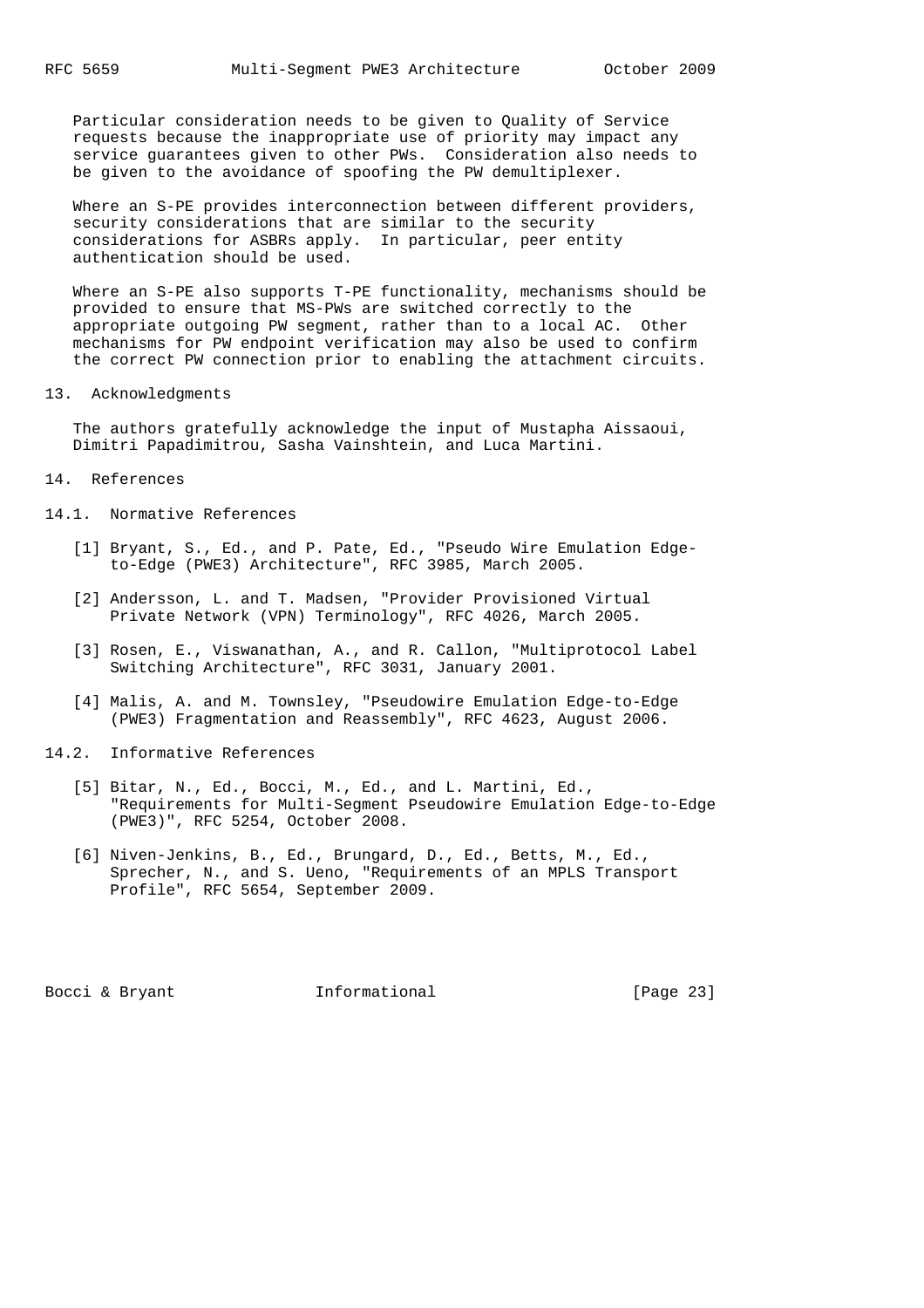Particular consideration needs to be given to Quality of Service requests because the inappropriate use of priority may impact any service guarantees given to other PWs. Consideration also needs to be given to the avoidance of spoofing the PW demultiplexer.

Where an S-PE provides interconnection between different providers, security considerations that are similar to the security considerations for ASBRs apply. In particular, peer entity authentication should be used.

Where an S-PE also supports T-PE functionality, mechanisms should be provided to ensure that MS-PWs are switched correctly to the appropriate outgoing PW segment, rather than to a local AC. Other mechanisms for PW endpoint verification may also be used to confirm the correct PW connection prior to enabling the attachment circuits.

## 13. Acknowledgments

The authors gratefully acknowledge the input of Mustapha Aissaoui, Dimitri Papadimitrou, Sasha Vainshtein, and Luca Martini.

## 14. References

### 14.1. Normative References

[1] Bryant, S., Ed., and P. Pate, Ed., "Pseudo Wire Emulation Edge-to-Edge (PWE3) Architecture", RFC 3985, March 2005.

[2] Andersson, L. and T. Madsen, "Provider Provisioned Virtual Private Network (VPN) Terminology", RFC 4026, March 2005.

[3] Rosen, E., Viswanathan, A., and R. Callon, "Multiprotocol Label Switching Architecture", RFC 3031, January 2001.

[4] Malis, A. and M. Townsley, "Pseudowire Emulation Edge-to-Edge (PWE3) Fragmentation and Reassembly", RFC 4623, August 2006.

### 14.2. Informative References

[5] Bitar, N., Ed., Bocci, M., Ed., and L. Martini, Ed., "Requirements for Multi-Segment Pseudowire Emulation Edge-to-Edge (PWE3)", RFC 5254, October 2008.

[6] Niven-Jenkins, B., Ed., Brungard, D., Ed., Betts, M., Ed., Sprecher, N., and S. Ueno, "Requirements of an MPLS Transport Profile", RFC 5654, September 2009.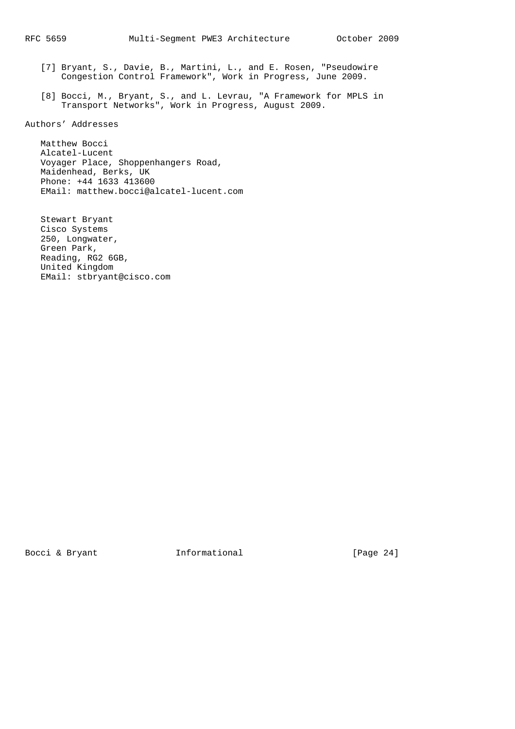[7] Bryant, S., Davie, B., Martini, L., and E. Rosen, "Pseudowire Congestion Control Framework", Work in Progress, June 2009.

[8] Bocci, M., Bryant, S., and L. Levrau, "A Framework for MPLS in Transport Networks", Work in Progress, August 2009.

## Authors' Addresses

Matthew Bocci
Alcatel-Lucent
Voyager Place, Shoppenhangers Road,
Maidenhead, Berks, UK
Phone: +44 1633 413600
EMail: matthew.bocci@alcatel-lucent.com

Stewart Bryant
Cisco Systems
250, Longwater,
Green Park,
Reading, RG2 6GB,
United Kingdom
EMail: stbryant@cisco.com